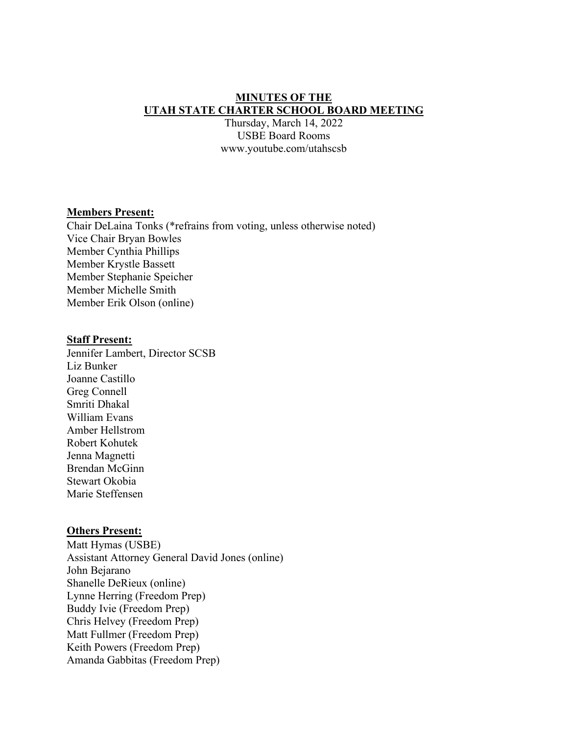# MINUTES OF THE UTAH STATE CHARTER SCHOOL BOARD MEETING

Thursday, March 14, 2022
USBE Board Rooms
www.youtube.com/utahscsb

**Members Present:**

Chair DeLaina Tonks (*refrains from voting, unless otherwise noted)
Vice Chair Bryan Bowles
Member Cynthia Phillips
Member Krystle Bassett
Member Stephanie Speicher
Member Michelle Smith
Member Erik Olson (online)

**Staff Present:**

Jennifer Lambert, Director SCSB
Liz Bunker
Joanne Castillo
Greg Connell
Smriti Dhakal
William Evans
Amber Hellstrom
Robert Kohutek
Jenna Magnetti
Brendan McGinn
Stewart Okobia
Marie Steffensen

**Others Present:**

Matt Hymas (USBE)
Assistant Attorney General David Jones (online)
John Bejarano
Shanelle DeRieux (online)
Lynne Herring (Freedom Prep)
Buddy Ivie (Freedom Prep)
Chris Helvey (Freedom Prep)
Matt Fullmer (Freedom Prep)
Keith Powers (Freedom Prep)
Amanda Gabbitas (Freedom Prep)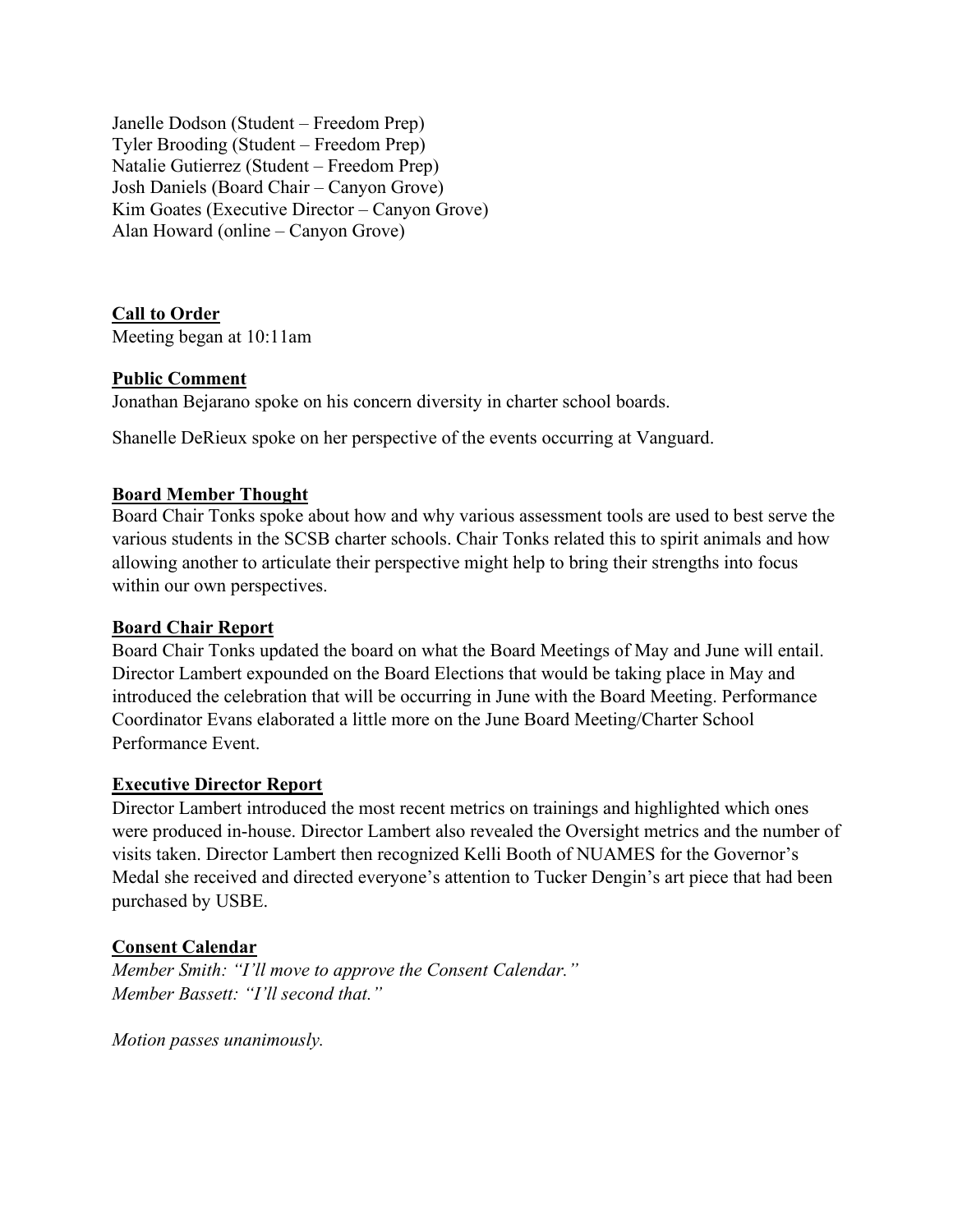Janelle Dodson (Student – Freedom Prep)
Tyler Brooding (Student – Freedom Prep)
Natalie Gutierrez (Student – Freedom Prep)
Josh Daniels (Board Chair – Canyon Grove)
Kim Goates (Executive Director – Canyon Grove)
Alan Howard (online – Canyon Grove)

**Call to Order**

Meeting began at 10:11am

**Public Comment**

Jonathan Bejarano spoke on his concern diversity in charter school boards.

Shanelle DeRieux spoke on her perspective of the events occurring at Vanguard.

**Board Member Thought**

Board Chair Tonks spoke about how and why various assessment tools are used to best serve the various students in the SCSB charter schools. Chair Tonks related this to spirit animals and how allowing another to articulate their perspective might help to bring their strengths into focus within our own perspectives.

**Board Chair Report**

Board Chair Tonks updated the board on what the Board Meetings of May and June will entail. Director Lambert expounded on the Board Elections that would be taking place in May and introduced the celebration that will be occurring in June with the Board Meeting. Performance Coordinator Evans elaborated a little more on the June Board Meeting/Charter School Performance Event.

**Executive Director Report**

Director Lambert introduced the most recent metrics on trainings and highlighted which ones were produced in-house. Director Lambert also revealed the Oversight metrics and the number of visits taken. Director Lambert then recognized Kelli Booth of NUAMES for the Governor's Medal she received and directed everyone's attention to Tucker Dengin's art piece that had been purchased by USBE.

**Consent Calendar**

*Member Smith: "I'll move to approve the Consent Calendar."*
*Member Bassett: "I'll second that."*

*Motion passes unanimously.*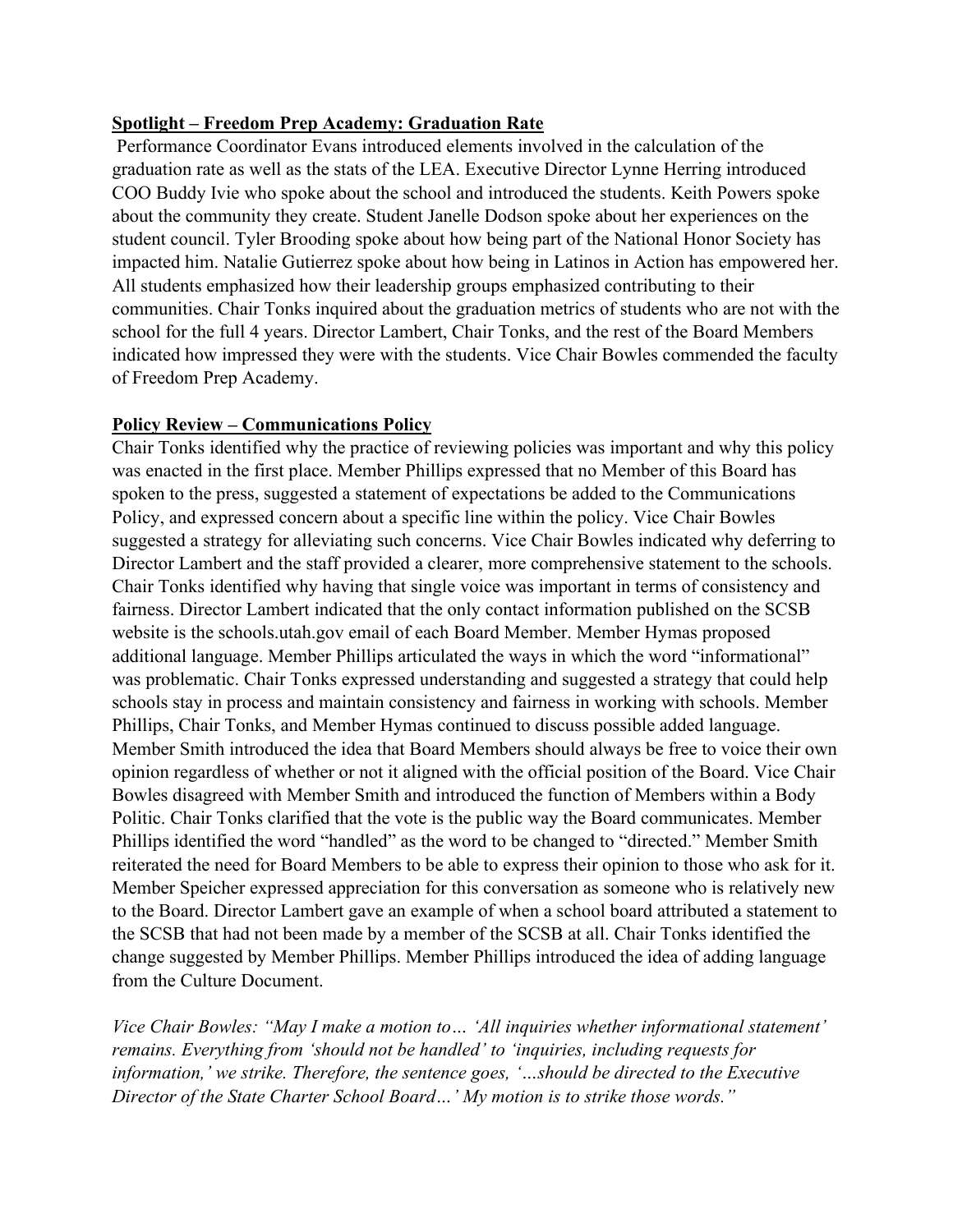**Spotlight – Freedom Prep Academy: Graduation Rate**

Performance Coordinator Evans introduced elements involved in the calculation of the graduation rate as well as the stats of the LEA. Executive Director Lynne Herring introduced COO Buddy Ivie who spoke about the school and introduced the students. Keith Powers spoke about the community they create. Student Janelle Dodson spoke about her experiences on the student council. Tyler Brooding spoke about how being part of the National Honor Society has impacted him. Natalie Gutierrez spoke about how being in Latinos in Action has empowered her. All students emphasized how their leadership groups emphasized contributing to their communities. Chair Tonks inquired about the graduation metrics of students who are not with the school for the full 4 years. Director Lambert, Chair Tonks, and the rest of the Board Members indicated how impressed they were with the students. Vice Chair Bowles commended the faculty of Freedom Prep Academy.

**Policy Review – Communications Policy**

Chair Tonks identified why the practice of reviewing policies was important and why this policy was enacted in the first place. Member Phillips expressed that no Member of this Board has spoken to the press, suggested a statement of expectations be added to the Communications Policy, and expressed concern about a specific line within the policy. Vice Chair Bowles suggested a strategy for alleviating such concerns. Vice Chair Bowles indicated why deferring to Director Lambert and the staff provided a clearer, more comprehensive statement to the schools. Chair Tonks identified why having that single voice was important in terms of consistency and fairness. Director Lambert indicated that the only contact information published on the SCSB website is the schools.utah.gov email of each Board Member. Member Hymas proposed additional language. Member Phillips articulated the ways in which the word "informational" was problematic. Chair Tonks expressed understanding and suggested a strategy that could help schools stay in process and maintain consistency and fairness in working with schools. Member Phillips, Chair Tonks, and Member Hymas continued to discuss possible added language. Member Smith introduced the idea that Board Members should always be free to voice their own opinion regardless of whether or not it aligned with the official position of the Board. Vice Chair Bowles disagreed with Member Smith and introduced the function of Members within a Body Politic. Chair Tonks clarified that the vote is the public way the Board communicates. Member Phillips identified the word "handled" as the word to be changed to "directed." Member Smith reiterated the need for Board Members to be able to express their opinion to those who ask for it. Member Speicher expressed appreciation for this conversation as someone who is relatively new to the Board. Director Lambert gave an example of when a school board attributed a statement to the SCSB that had not been made by a member of the SCSB at all. Chair Tonks identified the change suggested by Member Phillips. Member Phillips introduced the idea of adding language from the Culture Document.

*Vice Chair Bowles: "May I make a motion to… 'All inquiries whether informational statement' remains. Everything from 'should not be handled' to 'inquiries, including requests for information,' we strike. Therefore, the sentence goes, '…should be directed to the Executive Director of the State Charter School Board…' My motion is to strike those words."*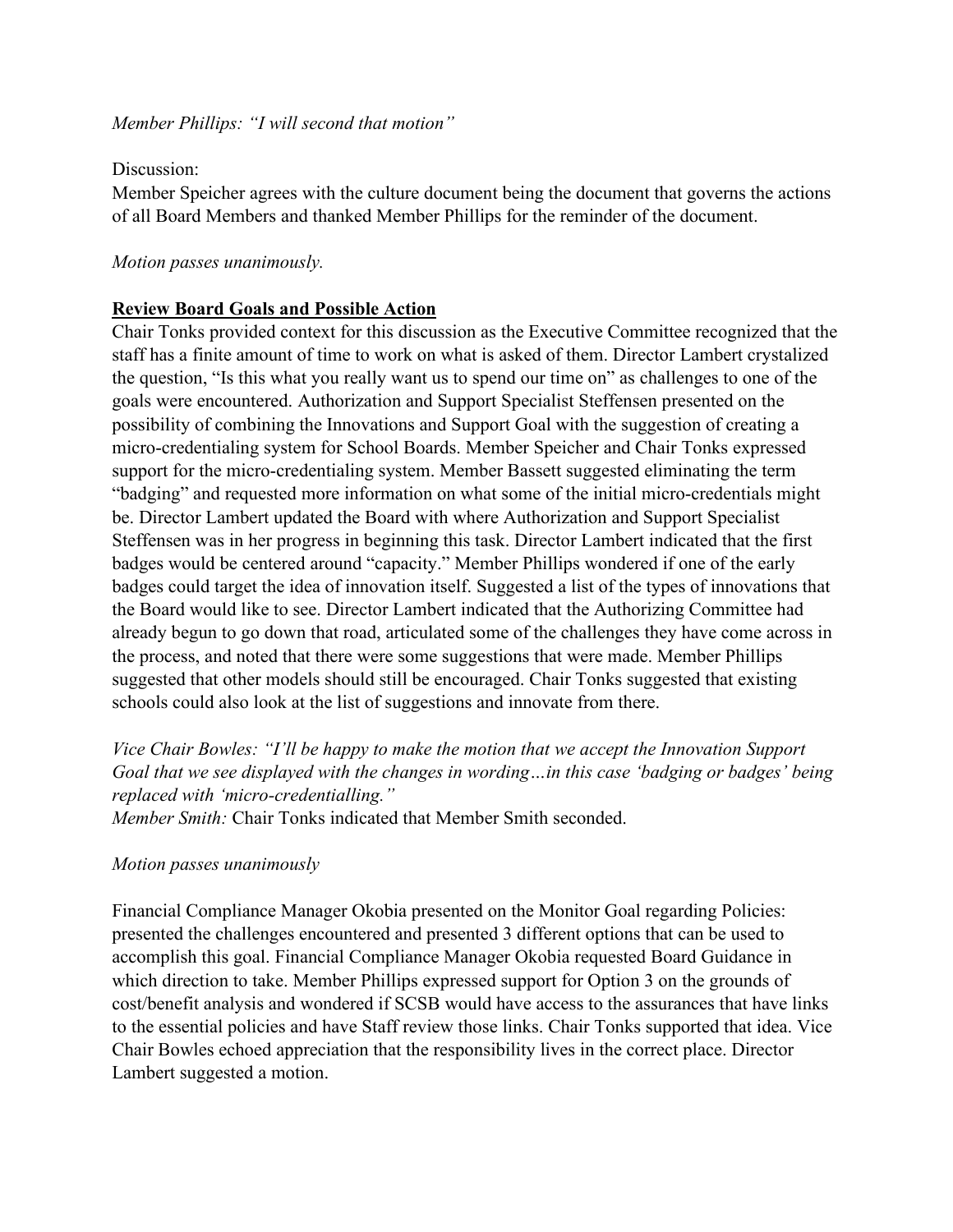*Member Phillips: "I will second that motion"*

Discussion:
Member Speicher agrees with the culture document being the document that governs the actions of all Board Members and thanked Member Phillips for the reminder of the document.

*Motion passes unanimously.*

**Review Board Goals and Possible Action**

Chair Tonks provided context for this discussion as the Executive Committee recognized that the staff has a finite amount of time to work on what is asked of them. Director Lambert crystalized the question, "Is this what you really want us to spend our time on" as challenges to one of the goals were encountered. Authorization and Support Specialist Steffensen presented on the possibility of combining the Innovations and Support Goal with the suggestion of creating a micro-credentialing system for School Boards. Member Speicher and Chair Tonks expressed support for the micro-credentialing system. Member Bassett suggested eliminating the term "badging" and requested more information on what some of the initial micro-credentials might be. Director Lambert updated the Board with where Authorization and Support Specialist Steffensen was in her progress in beginning this task. Director Lambert indicated that the first badges would be centered around "capacity." Member Phillips wondered if one of the early badges could target the idea of innovation itself. Suggested a list of the types of innovations that the Board would like to see. Director Lambert indicated that the Authorizing Committee had already begun to go down that road, articulated some of the challenges they have come across in the process, and noted that there were some suggestions that were made. Member Phillips suggested that other models should still be encouraged. Chair Tonks suggested that existing schools could also look at the list of suggestions and innovate from there.

*Vice Chair Bowles: "I'll be happy to make the motion that we accept the Innovation Support Goal that we see displayed with the changes in wording…in this case 'badging or badges' being replaced with 'micro-credentialling."*
*Member Smith:* Chair Tonks indicated that Member Smith seconded.

*Motion passes unanimously*

Financial Compliance Manager Okobia presented on the Monitor Goal regarding Policies: presented the challenges encountered and presented 3 different options that can be used to accomplish this goal. Financial Compliance Manager Okobia requested Board Guidance in which direction to take. Member Phillips expressed support for Option 3 on the grounds of cost/benefit analysis and wondered if SCSB would have access to the assurances that have links to the essential policies and have Staff review those links. Chair Tonks supported that idea. Vice Chair Bowles echoed appreciation that the responsibility lives in the correct place. Director Lambert suggested a motion.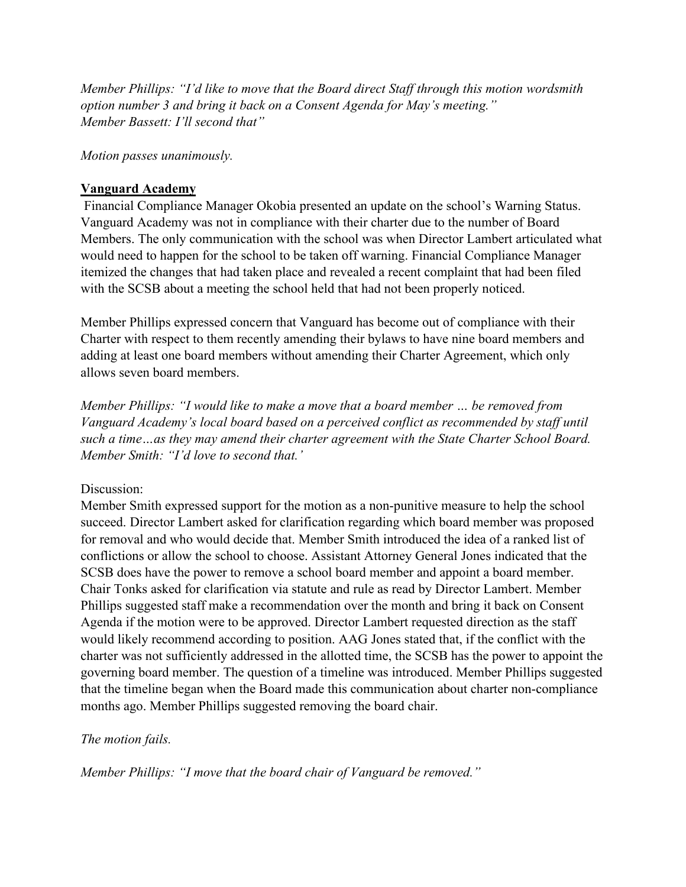*Member Phillips: "I'd like to move that the Board direct Staff through this motion wordsmith option number 3 and bring it back on a Consent Agenda for May's meeting."*
*Member Bassett: I'll second that"*

*Motion passes unanimously.*

**Vanguard Academy**

Financial Compliance Manager Okobia presented an update on the school's Warning Status. Vanguard Academy was not in compliance with their charter due to the number of Board Members. The only communication with the school was when Director Lambert articulated what would need to happen for the school to be taken off warning. Financial Compliance Manager itemized the changes that had taken place and revealed a recent complaint that had been filed with the SCSB about a meeting the school held that had not been properly noticed.

Member Phillips expressed concern that Vanguard has become out of compliance with their Charter with respect to them recently amending their bylaws to have nine board members and adding at least one board members without amending their Charter Agreement, which only allows seven board members.

*Member Phillips: "I would like to make a move that a board member … be removed from Vanguard Academy's local board based on a perceived conflict as recommended by staff until such a time…as they may amend their charter agreement with the State Charter School Board.*
*Member Smith: "I'd love to second that.'*

Discussion:
Member Smith expressed support for the motion as a non-punitive measure to help the school succeed. Director Lambert asked for clarification regarding which board member was proposed for removal and who would decide that. Member Smith introduced the idea of a ranked list of conflictions or allow the school to choose. Assistant Attorney General Jones indicated that the SCSB does have the power to remove a school board member and appoint a board member. Chair Tonks asked for clarification via statute and rule as read by Director Lambert. Member Phillips suggested staff make a recommendation over the month and bring it back on Consent Agenda if the motion were to be approved. Director Lambert requested direction as the staff would likely recommend according to position. AAG Jones stated that, if the conflict with the charter was not sufficiently addressed in the allotted time, the SCSB has the power to appoint the governing board member. The question of a timeline was introduced. Member Phillips suggested that the timeline began when the Board made this communication about charter non-compliance months ago. Member Phillips suggested removing the board chair.

*The motion fails.*

*Member Phillips: "I move that the board chair of Vanguard be removed."*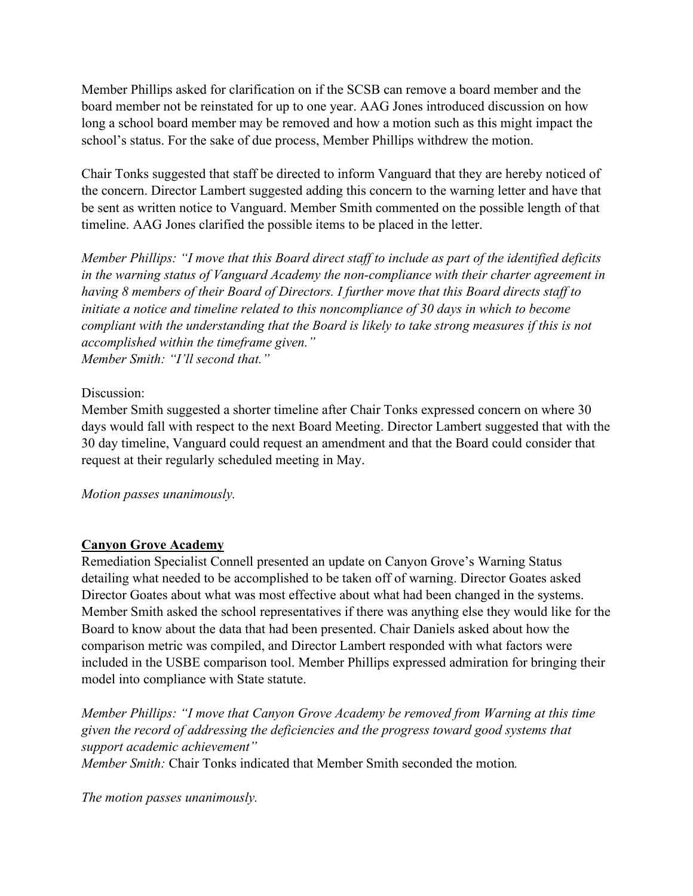Member Phillips asked for clarification on if the SCSB can remove a board member and the board member not be reinstated for up to one year. AAG Jones introduced discussion on how long a school board member may be removed and how a motion such as this might impact the school's status. For the sake of due process, Member Phillips withdrew the motion.

Chair Tonks suggested that staff be directed to inform Vanguard that they are hereby noticed of the concern. Director Lambert suggested adding this concern to the warning letter and have that be sent as written notice to Vanguard. Member Smith commented on the possible length of that timeline. AAG Jones clarified the possible items to be placed in the letter.

*Member Phillips: "I move that this Board direct staff to include as part of the identified deficits in the warning status of Vanguard Academy the non-compliance with their charter agreement in having 8 members of their Board of Directors. I further move that this Board directs staff to initiate a notice and timeline related to this noncompliance of 30 days in which to become compliant with the understanding that the Board is likely to take strong measures if this is not accomplished within the timeframe given."*
*Member Smith: "I'll second that."*

Discussion:
Member Smith suggested a shorter timeline after Chair Tonks expressed concern on where 30 days would fall with respect to the next Board Meeting. Director Lambert suggested that with the 30 day timeline, Vanguard could request an amendment and that the Board could consider that request at their regularly scheduled meeting in May.

*Motion passes unanimously.*

**<u>Canyon Grove Academy</u>**

Remediation Specialist Connell presented an update on Canyon Grove's Warning Status detailing what needed to be accomplished to be taken off of warning. Director Goates asked Director Goates about what was most effective about what had been changed in the systems. Member Smith asked the school representatives if there was anything else they would like for the Board to know about the data that had been presented. Chair Daniels asked about how the comparison metric was compiled, and Director Lambert responded with what factors were included in the USBE comparison tool. Member Phillips expressed admiration for bringing their model into compliance with State statute.

*Member Phillips: "I move that Canyon Grove Academy be removed from Warning at this time given the record of addressing the deficiencies and the progress toward good systems that support academic achievement"*
*Member Smith:* Chair Tonks indicated that Member Smith seconded the motion.

*The motion passes unanimously.*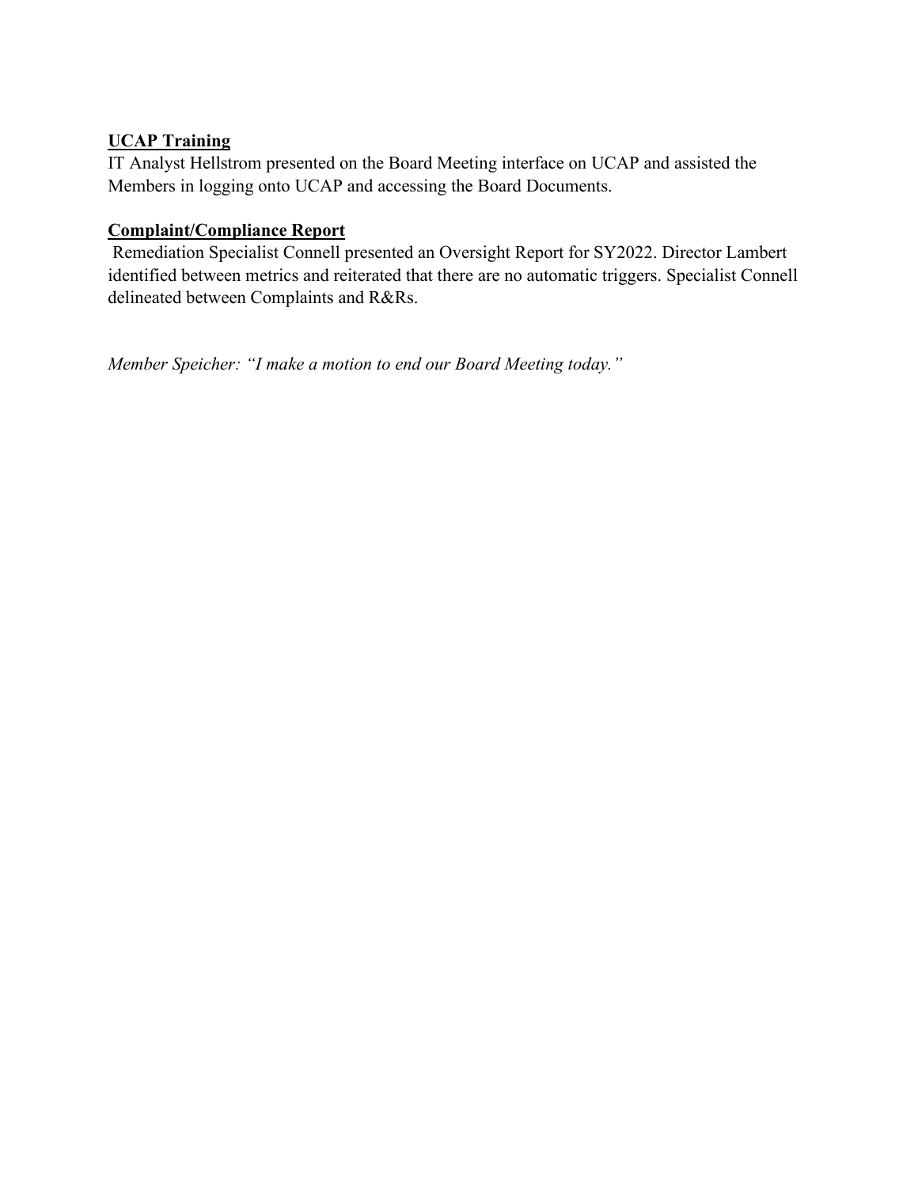**UCAP Training**

IT Analyst Hellstrom presented on the Board Meeting interface on UCAP and assisted the Members in logging onto UCAP and accessing the Board Documents.

**Complaint/Compliance Report**

Remediation Specialist Connell presented an Oversight Report for SY2022. Director Lambert identified between metrics and reiterated that there are no automatic triggers. Specialist Connell delineated between Complaints and R&Rs.

*Member Speicher: "I make a motion to end our Board Meeting today."*